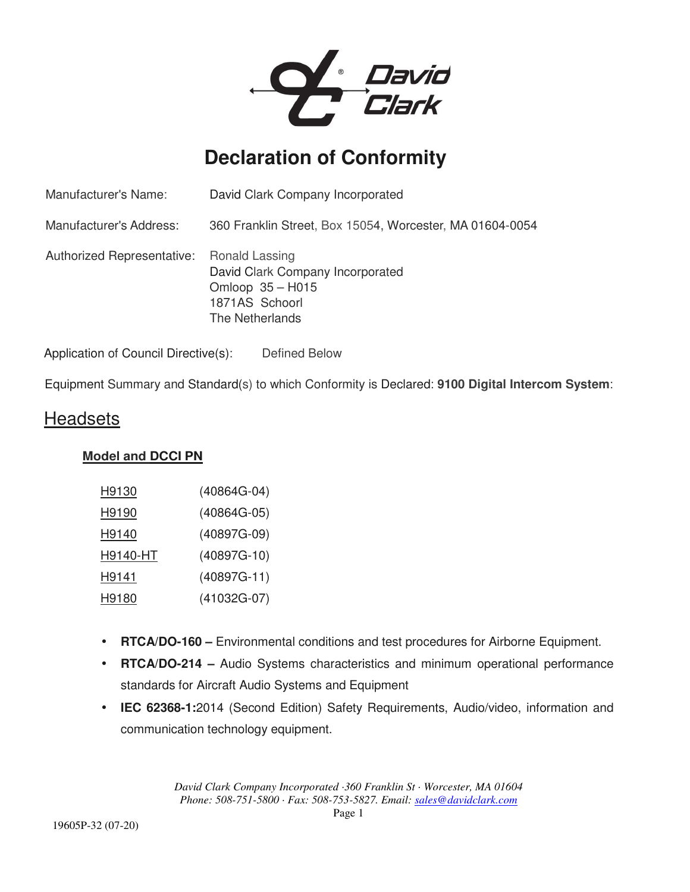# Declaration of Conformity

| | |
|---|---|
| Manufacturer's Name: | David Clark Company Incorporated |
| Manufacturer's Address: | 360 Franklin Street, Box 15054, Worcester, MA 01604-0054 |
| Authorized Representative: | Ronald Lassing<br>David Clark Company Incorporated<br>Omloop 35 – H015<br>1871AS Schoorl<br>The Netherlands |

Application of Council Directive(s): Defined Below

Equipment Summary and Standard(s) to which Conformity is Declared: **9100 Digital Intercom System**:

## Headsets

**Model and DCCI PN**

| | |
|---|---|
| H9130 | (40864G-04) |
| H9190 | (40864G-05) |
| H9140 | (40897G-09) |
| H9140-HT | (40897G-10) |
| H9141 | (40897G-11) |
| H9180 | (41032G-07) |

- **RTCA/DO-160 –** Environmental conditions and test procedures for Airborne Equipment.
- **RTCA/DO-214 –** Audio Systems characteristics and minimum operational performance standards for Aircraft Audio Systems and Equipment
- **IEC 62368-1:**2014 (Second Edition) Safety Requirements, Audio/video, information and communication technology equipment.

*David Clark Company Incorporated ·360 Franklin St · Worcester, MA 01604*
*Phone: 508-751-5800 · Fax: 508-753-5827. Email: sales@davidclark.com*

19605P-32 (07-20)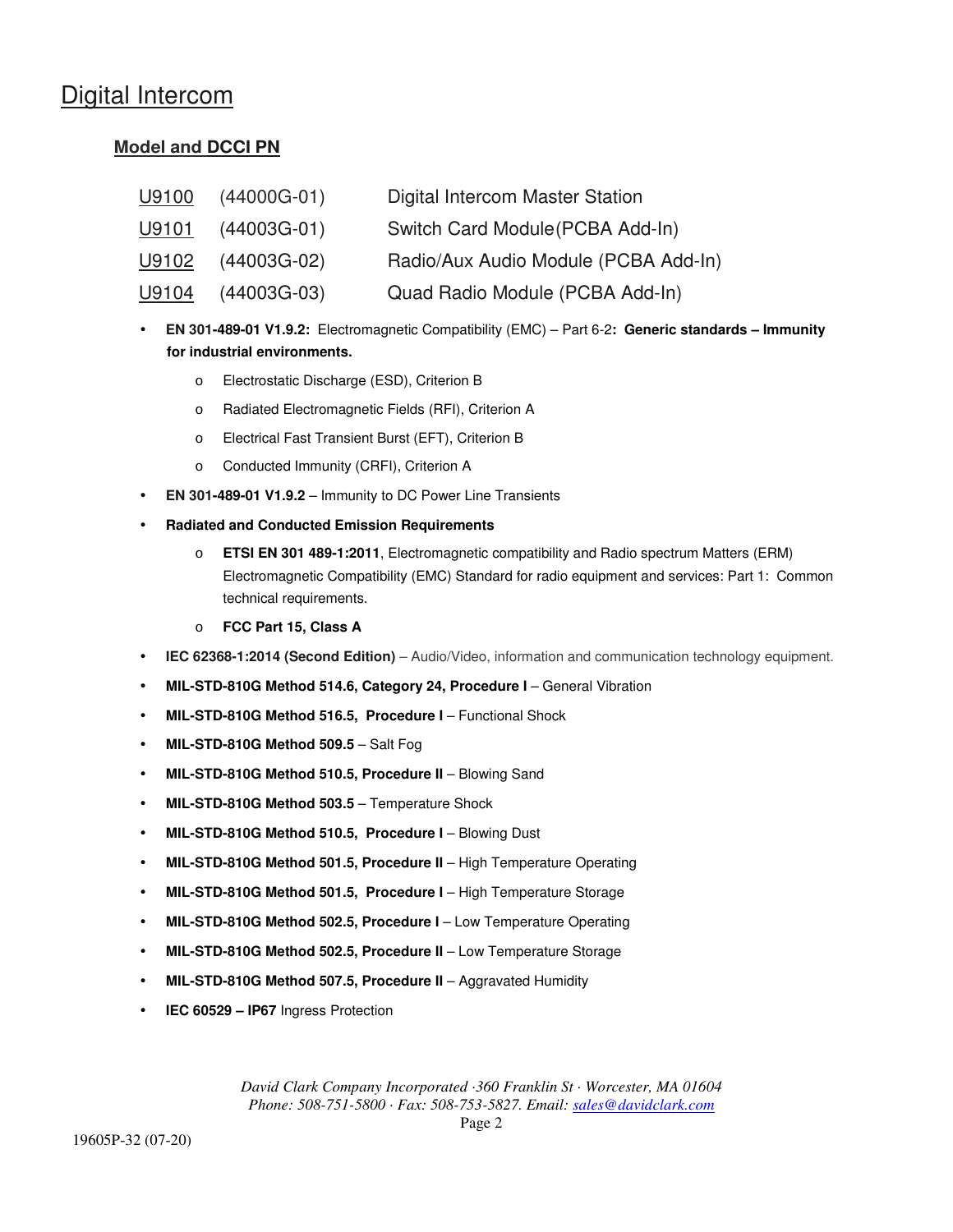# Digital Intercom

### Model and DCCI PN

| | | |
|---|---|---|
| U9100 | (44000G-01) | Digital Intercom Master Station |
| U9101 | (44003G-01) | Switch Card Module(PCBA Add-In) |
| U9102 | (44003G-02) | Radio/Aux Audio Module (PCBA Add-In) |
| U9104 | (44003G-03) | Quad Radio Module (PCBA Add-In) |

- **EN 301-489-01 V1.9.2:** Electromagnetic Compatibility (EMC) – Part 6-2**: Generic standards – Immunity for industrial environments.**
  - Electrostatic Discharge (ESD), Criterion B
  - Radiated Electromagnetic Fields (RFI), Criterion A
  - Electrical Fast Transient Burst (EFT), Criterion B
  - Conducted Immunity (CRFI), Criterion A
- **EN 301-489-01 V1.9.2** – Immunity to DC Power Line Transients
- **Radiated and Conducted Emission Requirements**
  - **ETSI EN 301 489-1:2011**, Electromagnetic compatibility and Radio spectrum Matters (ERM) Electromagnetic Compatibility (EMC) Standard for radio equipment and services: Part 1: Common technical requirements.
  - **FCC Part 15, Class A**
- **IEC 62368-1:2014 (Second Edition)** – Audio/Video, information and communication technology equipment.
- **MIL-STD-810G Method 514.6, Category 24, Procedure I** – General Vibration
- **MIL-STD-810G Method 516.5, Procedure I** – Functional Shock
- **MIL-STD-810G Method 509.5** – Salt Fog
- **MIL-STD-810G Method 510.5, Procedure II** – Blowing Sand
- **MIL-STD-810G Method 503.5** – Temperature Shock
- **MIL-STD-810G Method 510.5, Procedure I** – Blowing Dust
- **MIL-STD-810G Method 501.5, Procedure II** – High Temperature Operating
- **MIL-STD-810G Method 501.5, Procedure I** – High Temperature Storage
- **MIL-STD-810G Method 502.5, Procedure I** – Low Temperature Operating
- **MIL-STD-810G Method 502.5, Procedure II** – Low Temperature Storage
- **MIL-STD-810G Method 507.5, Procedure II** – Aggravated Humidity
- **IEC 60529 – IP67** Ingress Protection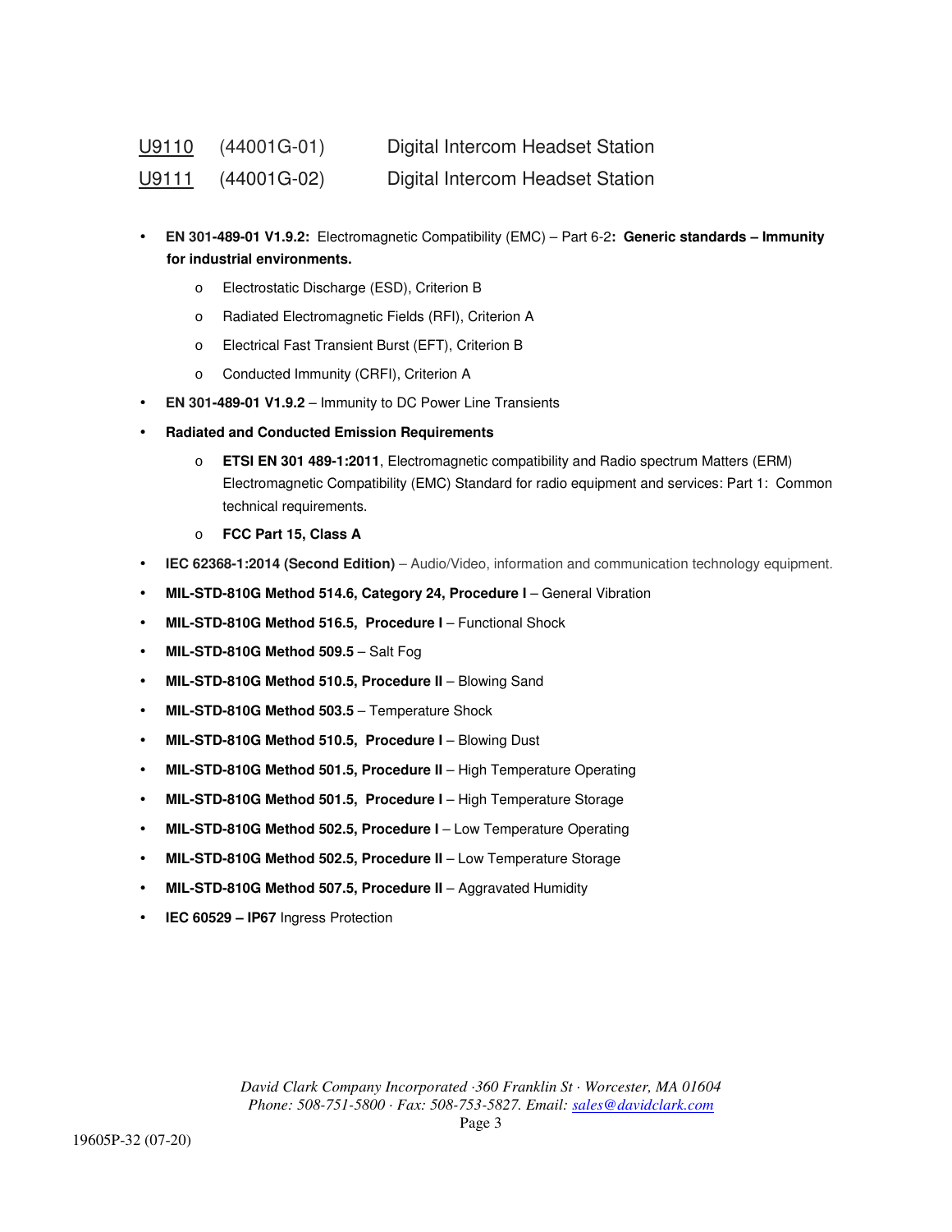U9110 (44001G-01) Digital Intercom Headset Station

U9111 (44001G-02) Digital Intercom Headset Station

- **EN 301-489-01 V1.9.2:** Electromagnetic Compatibility (EMC) – Part 6-2**: Generic standards – Immunity for industrial environments.**
  - Electrostatic Discharge (ESD), Criterion B
  - Radiated Electromagnetic Fields (RFI), Criterion A
  - Electrical Fast Transient Burst (EFT), Criterion B
  - Conducted Immunity (CRFI), Criterion A
- **EN 301-489-01 V1.9.2** – Immunity to DC Power Line Transients
- **Radiated and Conducted Emission Requirements**
  - **ETSI EN 301 489-1:2011**, Electromagnetic compatibility and Radio spectrum Matters (ERM) Electromagnetic Compatibility (EMC) Standard for radio equipment and services: Part 1: Common technical requirements.
  - **FCC Part 15, Class A**
- **IEC 62368-1:2014 (Second Edition)** – Audio/Video, information and communication technology equipment.
- **MIL-STD-810G Method 514.6, Category 24, Procedure I** – General Vibration
- **MIL-STD-810G Method 516.5, Procedure I** – Functional Shock
- **MIL-STD-810G Method 509.5** – Salt Fog
- **MIL-STD-810G Method 510.5, Procedure II** – Blowing Sand
- **MIL-STD-810G Method 503.5** – Temperature Shock
- **MIL-STD-810G Method 510.5, Procedure I** – Blowing Dust
- **MIL-STD-810G Method 501.5, Procedure II** – High Temperature Operating
- **MIL-STD-810G Method 501.5, Procedure I** – High Temperature Storage
- **MIL-STD-810G Method 502.5, Procedure I** – Low Temperature Operating
- **MIL-STD-810G Method 502.5, Procedure II** – Low Temperature Storage
- **MIL-STD-810G Method 507.5, Procedure II** – Aggravated Humidity
- **IEC 60529 – IP67** Ingress Protection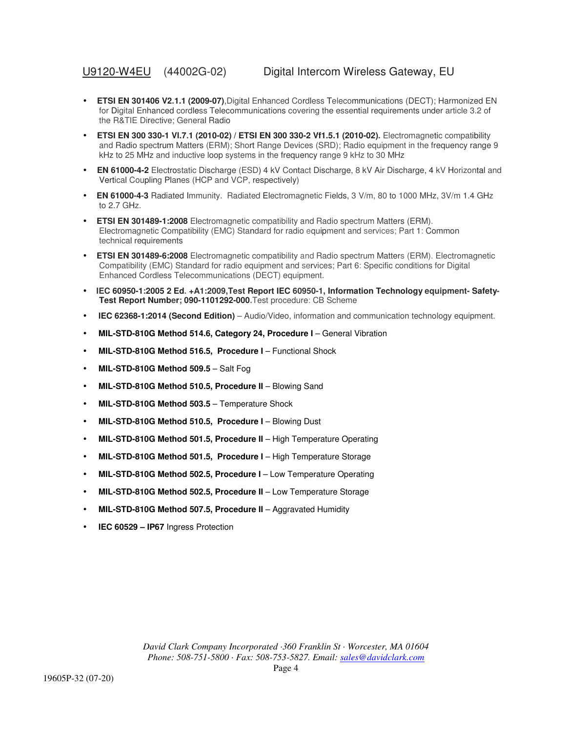U9120-W4EU (44002G-02) Digital Intercom Wireless Gateway, EU

- **ETSI EN 301406 V2.1.1 (2009-07)**,Digital Enhanced Cordless Telecommunications (DECT); Harmonized EN for Digital Enhanced cordless Telecommunications covering the essential requirements under article 3.2 of the R&TIE Directive; General Radio
- **ETSI EN 300 330-1 VI.7.1 (2010-02)** / **ETSI EN 300 330-2 Vf1.5.1 (2010-02).** Electromagnetic compatibility and Radio spectrum Matters (ERM); Short Range Devices (SRD); Radio equipment in the frequency range 9 kHz to 25 MHz and inductive loop systems in the frequency range 9 kHz to 30 MHz
- **EN 61000-4-2** Electrostatic Discharge (ESD) 4 kV Contact Discharge, 8 kV Air Discharge, 4 kV Horizontal and Vertical Coupling Planes (HCP and VCP, respectively)
- **EN 61000-4-3** Radiated Immunity. Radiated Electromagnetic Fields, 3 V/m, 80 to 1000 MHz, 3V/m 1.4 GHz to 2.7 GHz.
- **ETSI EN 301489-1:2008** Electromagnetic compatibility and Radio spectrum Matters (ERM). Electromagnetic Compatibility (EMC) Standard for radio equipment and services; Part 1: Common technical requirements
- **ETSI EN 301489-6:2008** Electromagnetic compatibility and Radio spectrum Matters (ERM). Electromagnetic Compatibility (EMC) Standard for radio equipment and services; Part 6: Specific conditions for Digital Enhanced Cordless Telecommunications (DECT) equipment.
- **IEC 60950-1:2005 2 Ed. +A1:2009,Test Report IEC 60950-1, Information Technology equipment- Safety-Test Report Number; 090-1101292-000.**Test procedure: CB Scheme
- **IEC 62368-1:2014 (Second Edition)** – Audio/Video, information and communication technology equipment.
- **MIL-STD-810G Method 514.6, Category 24, Procedure I** – General Vibration
- **MIL-STD-810G Method 516.5, Procedure I** – Functional Shock
- **MIL-STD-810G Method 509.5** – Salt Fog
- **MIL-STD-810G Method 510.5, Procedure II** – Blowing Sand
- **MIL-STD-810G Method 503.5** – Temperature Shock
- **MIL-STD-810G Method 510.5, Procedure I** – Blowing Dust
- **MIL-STD-810G Method 501.5, Procedure II** – High Temperature Operating
- **MIL-STD-810G Method 501.5, Procedure I** – High Temperature Storage
- **MIL-STD-810G Method 502.5, Procedure I** – Low Temperature Operating
- **MIL-STD-810G Method 502.5, Procedure II** – Low Temperature Storage
- **MIL-STD-810G Method 507.5, Procedure II** – Aggravated Humidity
- **IEC 60529 – IP67** Ingress Protection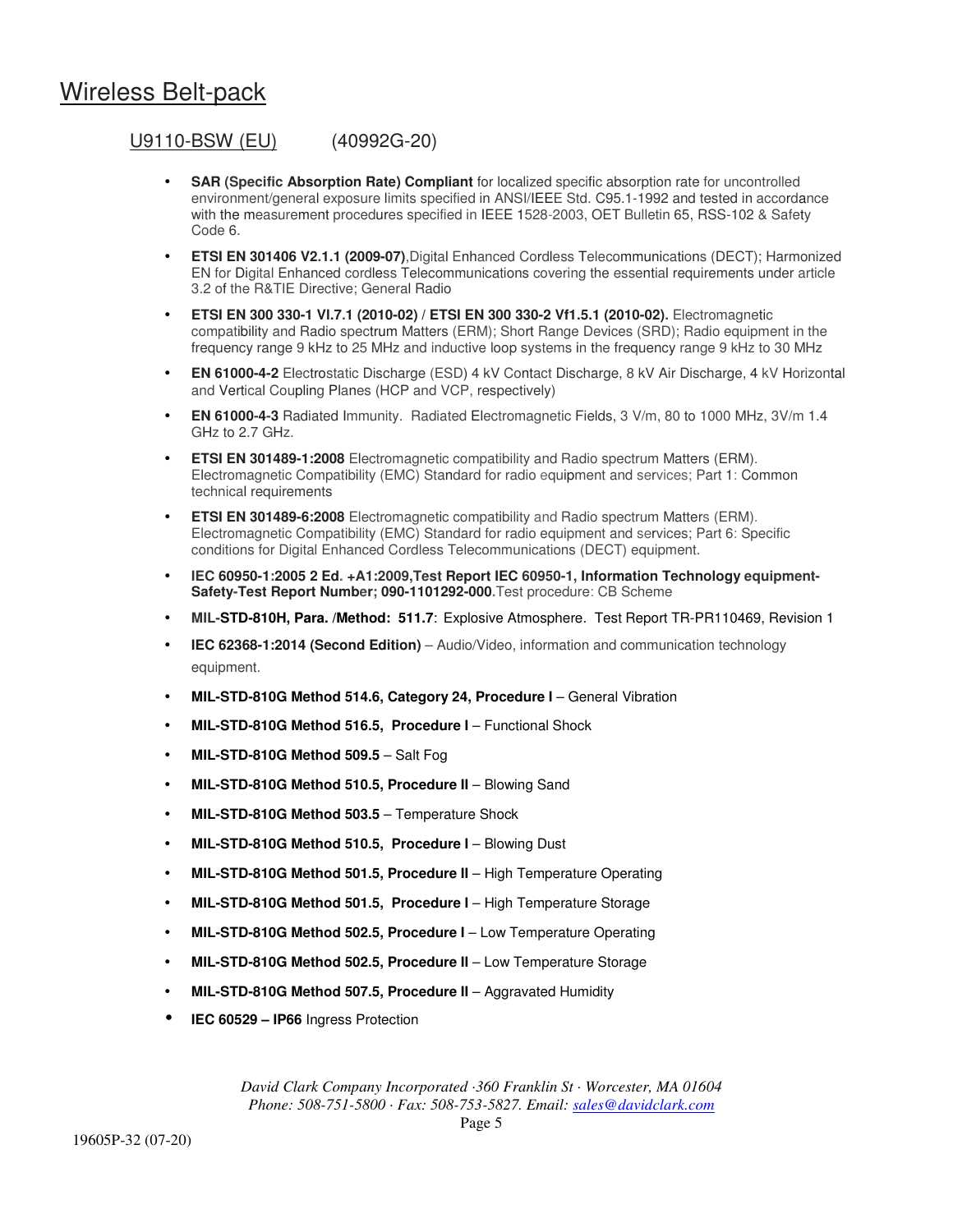# Wireless Belt-pack

## U9110-BSW (EU) (40992G-20)

- **SAR (Specific Absorption Rate) Compliant** for localized specific absorption rate for uncontrolled environment/general exposure limits specified in ANSI/IEEE Std. C95.1-1992 and tested in accordance with the measurement procedures specified in IEEE 1528-2003, OET Bulletin 65, RSS-102 & Safety Code 6.
- **ETSI EN 301406 V2.1.1 (2009-07)**,Digital Enhanced Cordless Telecommunications (DECT); Harmonized EN for Digital Enhanced cordless Telecommunications covering the essential requirements under article 3.2 of the R&TIE Directive; General Radio
- **ETSI EN 300 330-1 VI.7.1 (2010-02)** / **ETSI EN 300 330-2 Vf1.5.1 (2010-02).** Electromagnetic compatibility and Radio spectrum Matters (ERM); Short Range Devices (SRD); Radio equipment in the frequency range 9 kHz to 25 MHz and inductive loop systems in the frequency range 9 kHz to 30 MHz
- **EN 61000-4-2** Electrostatic Discharge (ESD) 4 kV Contact Discharge, 8 kV Air Discharge, 4 kV Horizontal and Vertical Coupling Planes (HCP and VCP, respectively)
- **EN 61000-4-3** Radiated Immunity. Radiated Electromagnetic Fields, 3 V/m, 80 to 1000 MHz, 3V/m 1.4 GHz to 2.7 GHz.
- **ETSI EN 301489-1:2008** Electromagnetic compatibility and Radio spectrum Matters (ERM). Electromagnetic Compatibility (EMC) Standard for radio equipment and services; Part 1: Common technical requirements
- **ETSI EN 301489-6:2008** Electromagnetic compatibility and Radio spectrum Matters (ERM). Electromagnetic Compatibility (EMC) Standard for radio equipment and services; Part 6: Specific conditions for Digital Enhanced Cordless Telecommunications (DECT) equipment.
- **IEC 60950-1:2005 2 Ed. +A1:2009,Test Report IEC 60950-1, Information Technology equipment-Safety-Test Report Number; 090-1101292-000.**Test procedure: CB Scheme
- **MIL-STD-810H, Para. /Method: 511.7**: Explosive Atmosphere. Test Report TR-PR110469, Revision 1
- **IEC 62368-1:2014 (Second Edition)** – Audio/Video, information and communication technology equipment.
- **MIL-STD-810G Method 514.6, Category 24, Procedure I** – General Vibration
- **MIL-STD-810G Method 516.5, Procedure I** – Functional Shock
- **MIL-STD-810G Method 509.5** – Salt Fog
- **MIL-STD-810G Method 510.5, Procedure II** – Blowing Sand
- **MIL-STD-810G Method 503.5** – Temperature Shock
- **MIL-STD-810G Method 510.5, Procedure I** – Blowing Dust
- **MIL-STD-810G Method 501.5, Procedure II** – High Temperature Operating
- **MIL-STD-810G Method 501.5, Procedure I** – High Temperature Storage
- **MIL-STD-810G Method 502.5, Procedure I** – Low Temperature Operating
- **MIL-STD-810G Method 502.5, Procedure II** – Low Temperature Storage
- **MIL-STD-810G Method 507.5, Procedure II** – Aggravated Humidity
- **IEC 60529 – IP66** Ingress Protection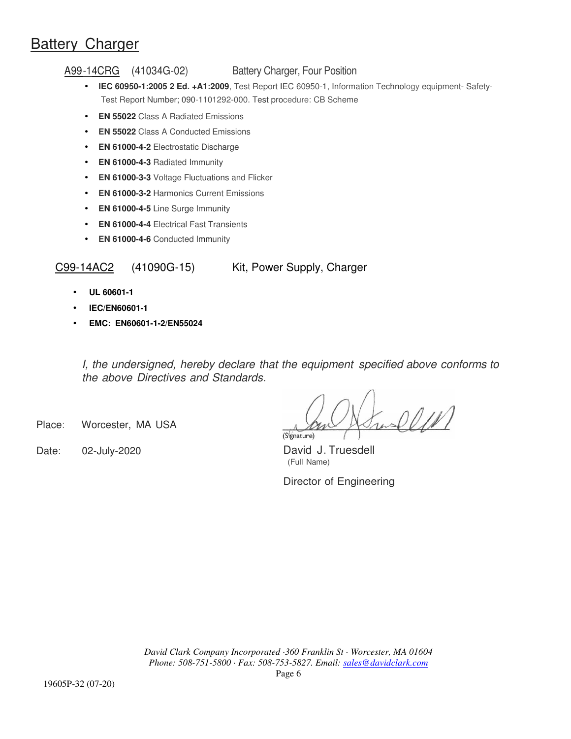## Battery Charger

A99-14CRG (41034G-02) Battery Charger, Four Position

- **IEC 60950-1:2005 2 Ed. +A1:2009**, Test Report IEC 60950-1, Information Technology equipment- Safety- Test Report Number; 090-1101292-000. Test procedure: CB Scheme
- **EN 55022** Class A Radiated Emissions
- **EN 55022** Class A Conducted Emissions
- **EN 61000-4-2** Electrostatic Discharge
- **EN 61000-4-3** Radiated Immunity
- **EN 61000-3-3** Voltage Fluctuations and Flicker
- **EN 61000-3-2** Harmonics Current Emissions
- **EN 61000-4-5** Line Surge Immunity
- **EN 61000-4-4** Electrical Fast Transients
- **EN 61000-4-6** Conducted Immunity

C99-14AC2 (41090G-15) Kit, Power Supply, Charger

- **UL 60601-1**
- **IEC/EN60601-1**
- **EMC: EN60601-1-2/EN55024**

*I, the undersigned, hereby declare that the equipment specified above conforms to the above Directives and Standards.*

Place: Worcester, MA USA

Date: 02-July-2020

(Signature)

David J. Truesdell
(Full Name)

Director of Engineering

*David Clark Company Incorporated ·360 Franklin St · Worcester, MA 01604*
*Phone: 508-751-5800 · Fax: 508-753-5827. Email: sales@davidclark.com*

19605P-32 (07-20)